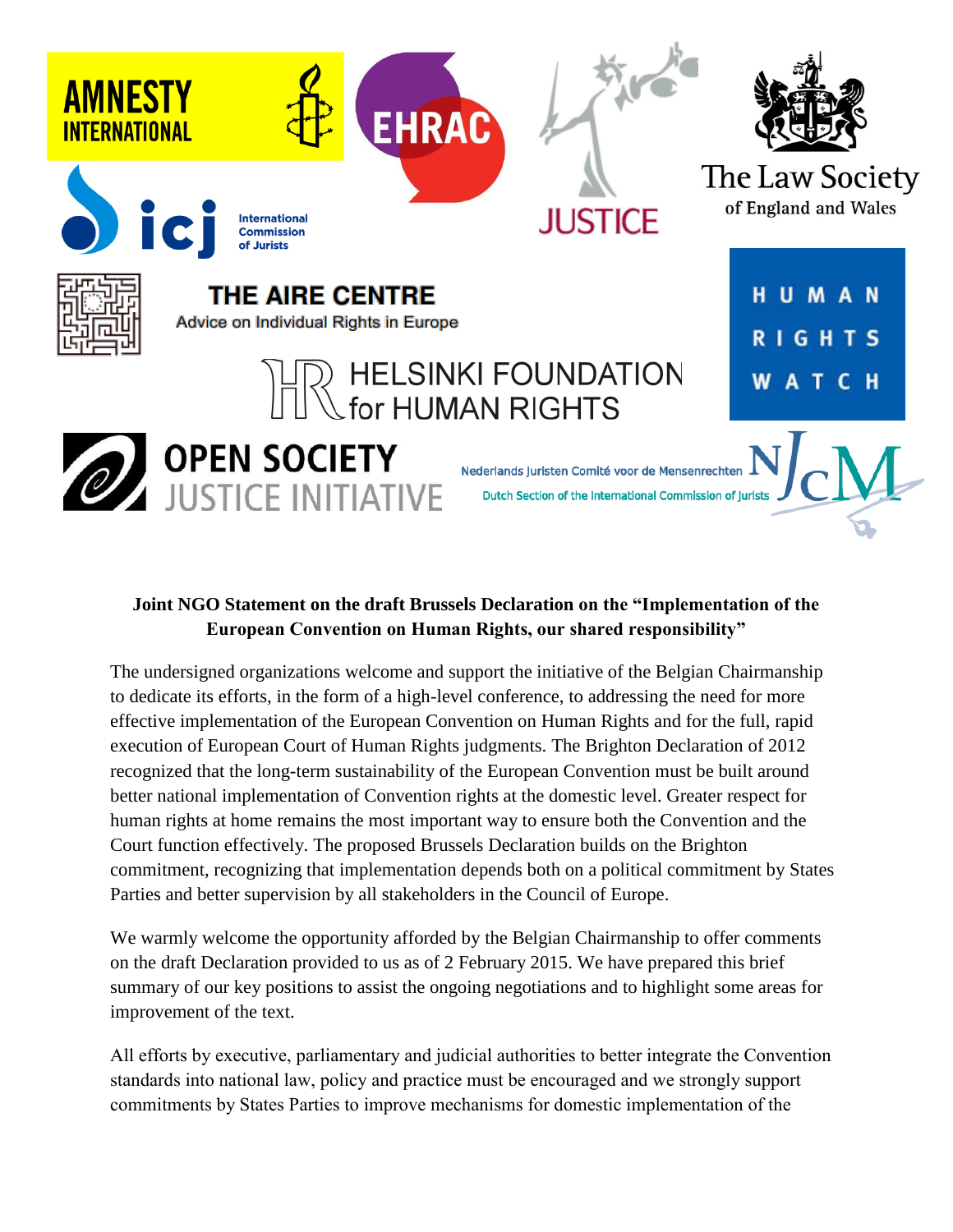**Joint NGO Statement on the draft Brussels Declaration on the "Implementation of the European Convention on Human Rights, our shared responsibility"**

The undersigned organizations welcome and support the initiative of the Belgian Chairmanship to dedicate its efforts, in the form of a high-level conference, to addressing the need for more effective implementation of the European Convention on Human Rights and for the full, rapid execution of European Court of Human Rights judgments. The Brighton Declaration of 2012 recognized that the long-term sustainability of the European Convention must be built around better national implementation of Convention rights at the domestic level. Greater respect for human rights at home remains the most important way to ensure both the Convention and the Court function effectively. The proposed Brussels Declaration builds on the Brighton commitment, recognizing that implementation depends both on a political commitment by States Parties and better supervision by all stakeholders in the Council of Europe.

We warmly welcome the opportunity afforded by the Belgian Chairmanship to offer comments on the draft Declaration provided to us as of 2 February 2015. We have prepared this brief summary of our key positions to assist the ongoing negotiations and to highlight some areas for improvement of the text.

All efforts by executive, parliamentary and judicial authorities to better integrate the Convention standards into national law, policy and practice must be encouraged and we strongly support commitments by States Parties to improve mechanisms for domestic implementation of the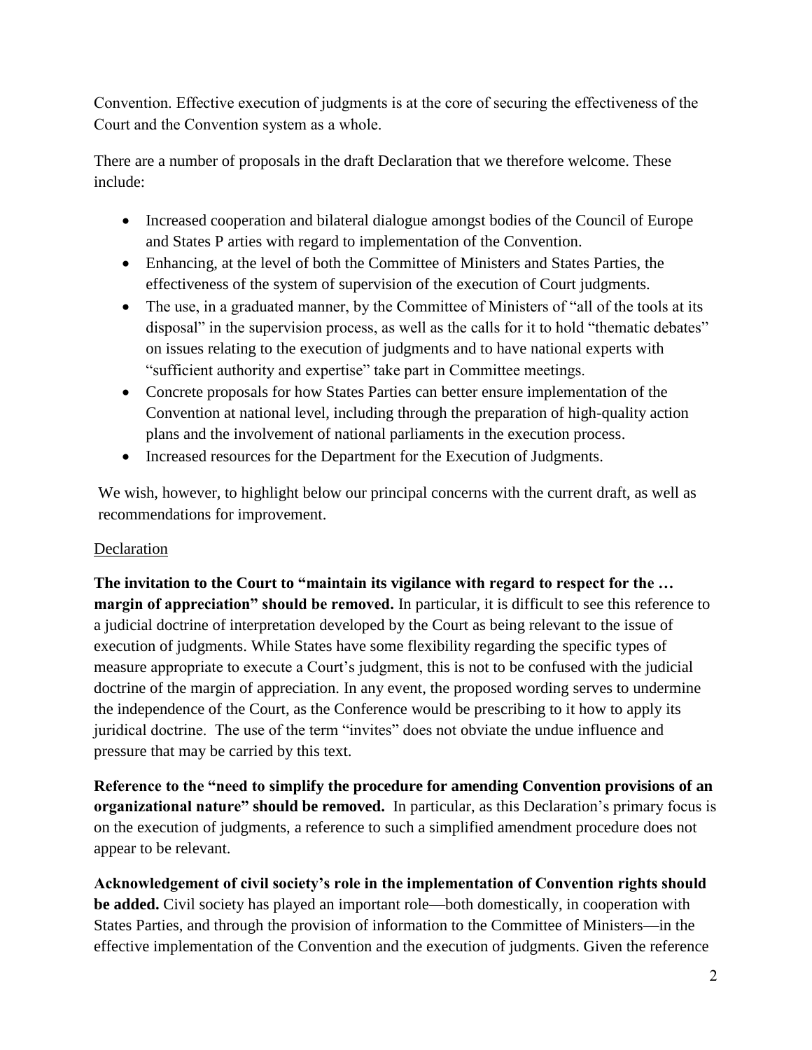Convention. Effective execution of judgments is at the core of securing the effectiveness of the Court and the Convention system as a whole.

There are a number of proposals in the draft Declaration that we therefore welcome. These include:

- Increased cooperation and bilateral dialogue amongst bodies of the Council of Europe and States P arties with regard to implementation of the Convention.
- Enhancing, at the level of both the Committee of Ministers and States Parties, the effectiveness of the system of supervision of the execution of Court judgments.
- The use, in a graduated manner, by the Committee of Ministers of "all of the tools at its disposal" in the supervision process, as well as the calls for it to hold "thematic debates" on issues relating to the execution of judgments and to have national experts with "sufficient authority and expertise" take part in Committee meetings.
- Concrete proposals for how States Parties can better ensure implementation of the Convention at national level, including through the preparation of high-quality action plans and the involvement of national parliaments in the execution process.
- Increased resources for the Department for the Execution of Judgments.

We wish, however, to highlight below our principal concerns with the current draft, as well as recommendations for improvement.

<u>Declaration</u>

**The invitation to the Court to "maintain its vigilance with regard to respect for the … margin of appreciation" should be removed.** In particular, it is difficult to see this reference to a judicial doctrine of interpretation developed by the Court as being relevant to the issue of execution of judgments. While States have some flexibility regarding the specific types of measure appropriate to execute a Court's judgment, this is not to be confused with the judicial doctrine of the margin of appreciation. In any event, the proposed wording serves to undermine the independence of the Court, as the Conference would be prescribing to it how to apply its juridical doctrine. The use of the term "invites" does not obviate the undue influence and pressure that may be carried by this text.

**Reference to the "need to simplify the procedure for amending Convention provisions of an organizational nature" should be removed.** In particular, as this Declaration's primary focus is on the execution of judgments, a reference to such a simplified amendment procedure does not appear to be relevant.

**Acknowledgement of civil society's role in the implementation of Convention rights should be added.** Civil society has played an important role—both domestically, in cooperation with States Parties, and through the provision of information to the Committee of Ministers—in the effective implementation of the Convention and the execution of judgments. Given the reference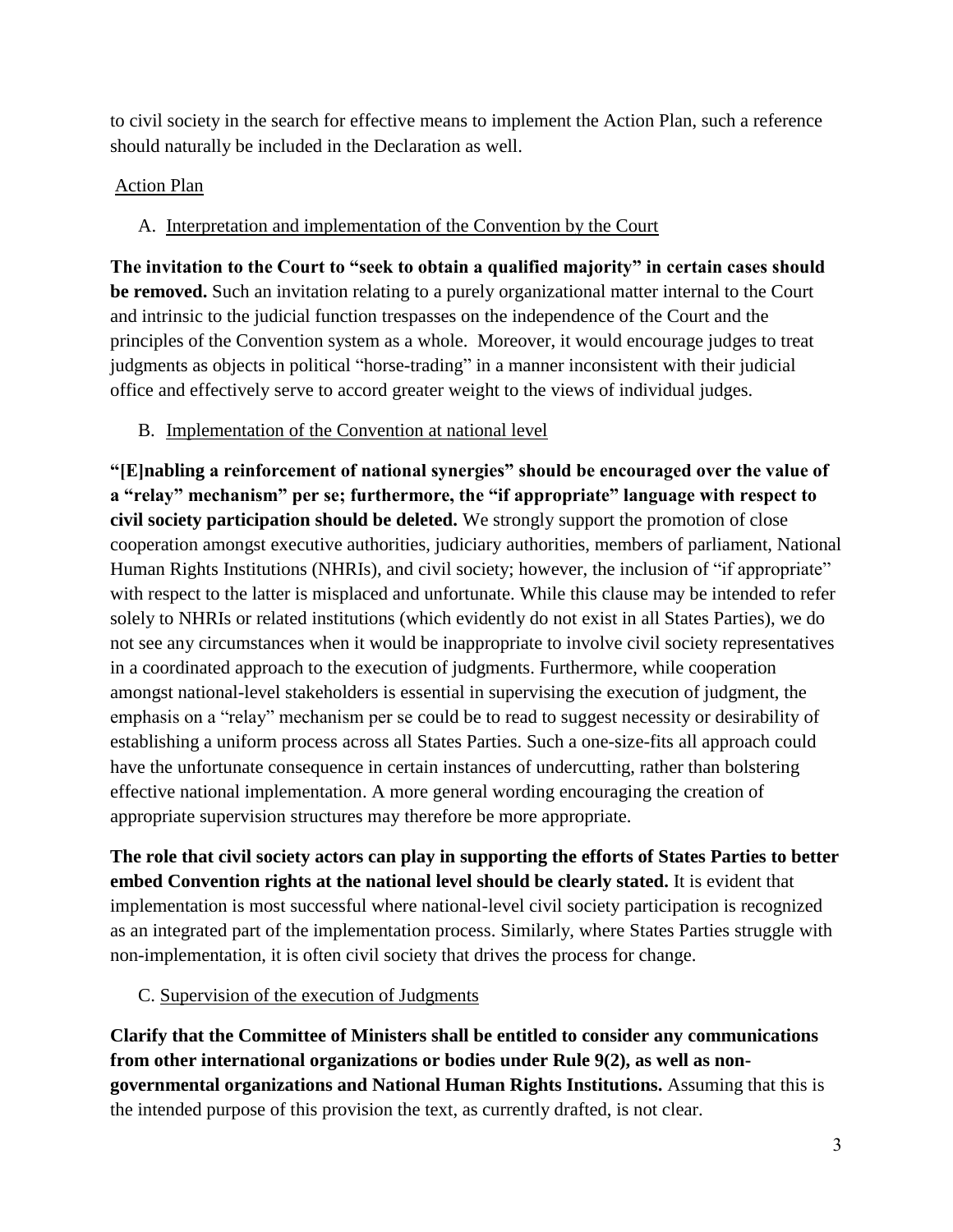to civil society in the search for effective means to implement the Action Plan, such a reference should naturally be included in the Declaration as well.

Action Plan

A. Interpretation and implementation of the Convention by the Court

**The invitation to the Court to "seek to obtain a qualified majority" in certain cases should be removed.** Such an invitation relating to a purely organizational matter internal to the Court and intrinsic to the judicial function trespasses on the independence of the Court and the principles of the Convention system as a whole. Moreover, it would encourage judges to treat judgments as objects in political "horse-trading" in a manner inconsistent with their judicial office and effectively serve to accord greater weight to the views of individual judges.

B. Implementation of the Convention at national level

**"[E]nabling a reinforcement of national synergies" should be encouraged over the value of a "relay" mechanism" per se; furthermore, the "if appropriate" language with respect to civil society participation should be deleted.** We strongly support the promotion of close cooperation amongst executive authorities, judiciary authorities, members of parliament, National Human Rights Institutions (NHRIs), and civil society; however, the inclusion of "if appropriate" with respect to the latter is misplaced and unfortunate. While this clause may be intended to refer solely to NHRIs or related institutions (which evidently do not exist in all States Parties), we do not see any circumstances when it would be inappropriate to involve civil society representatives in a coordinated approach to the execution of judgments. Furthermore, while cooperation amongst national-level stakeholders is essential in supervising the execution of judgment, the emphasis on a "relay" mechanism per se could be to read to suggest necessity or desirability of establishing a uniform process across all States Parties. Such a one-size-fits all approach could have the unfortunate consequence in certain instances of undercutting, rather than bolstering effective national implementation. A more general wording encouraging the creation of appropriate supervision structures may therefore be more appropriate.

**The role that civil society actors can play in supporting the efforts of States Parties to better embed Convention rights at the national level should be clearly stated.** It is evident that implementation is most successful where national-level civil society participation is recognized as an integrated part of the implementation process. Similarly, where States Parties struggle with non-implementation, it is often civil society that drives the process for change.

C. Supervision of the execution of Judgments

**Clarify that the Committee of Ministers shall be entitled to consider any communications from other international organizations or bodies under Rule 9(2), as well as non-governmental organizations and National Human Rights Institutions.** Assuming that this is the intended purpose of this provision the text, as currently drafted, is not clear.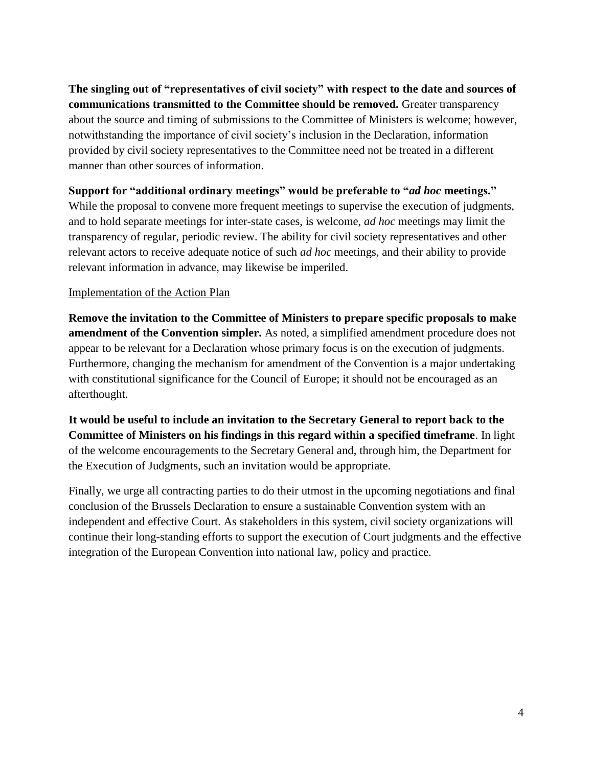**The singling out of "representatives of civil society" with respect to the date and sources of communications transmitted to the Committee should be removed.** Greater transparency about the source and timing of submissions to the Committee of Ministers is welcome; however, notwithstanding the importance of civil society's inclusion in the Declaration, information provided by civil society representatives to the Committee need not be treated in a different manner than other sources of information.

**Support for "additional ordinary meetings" would be preferable to "*ad hoc* meetings."** While the proposal to convene more frequent meetings to supervise the execution of judgments, and to hold separate meetings for inter-state cases, is welcome, *ad hoc* meetings may limit the transparency of regular, periodic review. The ability for civil society representatives and other relevant actors to receive adequate notice of such *ad hoc* meetings, and their ability to provide relevant information in advance, may likewise be imperiled.

<u>Implementation of the Action Plan</u>

**Remove the invitation to the Committee of Ministers to prepare specific proposals to make amendment of the Convention simpler.** As noted, a simplified amendment procedure does not appear to be relevant for a Declaration whose primary focus is on the execution of judgments. Furthermore, changing the mechanism for amendment of the Convention is a major undertaking with constitutional significance for the Council of Europe; it should not be encouraged as an afterthought.

**It would be useful to include an invitation to the Secretary General to report back to the Committee of Ministers on his findings in this regard within a specified timeframe**. In light of the welcome encouragements to the Secretary General and, through him, the Department for the Execution of Judgments, such an invitation would be appropriate.

Finally, we urge all contracting parties to do their utmost in the upcoming negotiations and final conclusion of the Brussels Declaration to ensure a sustainable Convention system with an independent and effective Court. As stakeholders in this system, civil society organizations will continue their long-standing efforts to support the execution of Court judgments and the effective integration of the European Convention into national law, policy and practice.